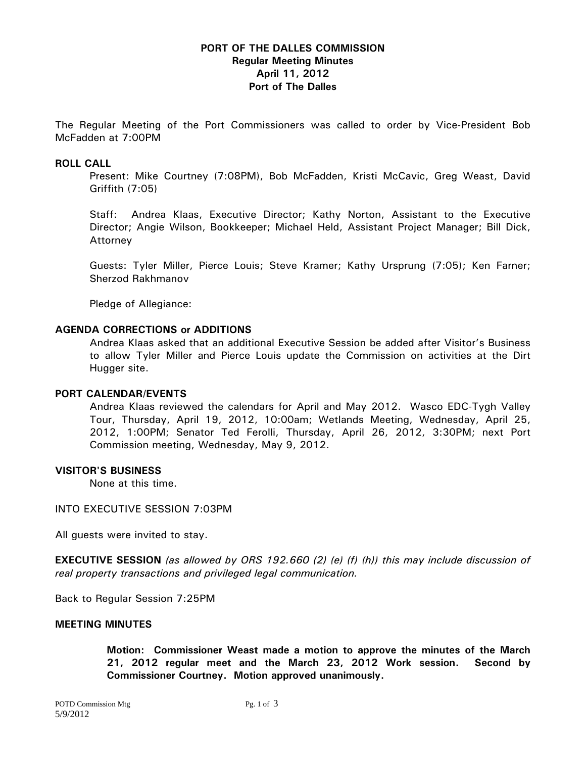# PORT OF THE DALLES COMMISSION
## Regular Meeting Minutes
## April 11, 2012
## Port of The Dalles

The Regular Meeting of the Port Commissioners was called to order by Vice-President Bob McFadden at 7:00PM

### ROLL CALL

Present: Mike Courtney (7:08PM), Bob McFadden, Kristi McCavic, Greg Weast, David Griffith (7:05)

Staff: Andrea Klaas, Executive Director; Kathy Norton, Assistant to the Executive Director; Angie Wilson, Bookkeeper; Michael Held, Assistant Project Manager; Bill Dick, Attorney

Guests: Tyler Miller, Pierce Louis; Steve Kramer; Kathy Ursprung (7:05); Ken Farner; Sherzod Rakhmanov

Pledge of Allegiance:

### AGENDA CORRECTIONS or ADDITIONS

Andrea Klaas asked that an additional Executive Session be added after Visitor's Business to allow Tyler Miller and Pierce Louis update the Commission on activities at the Dirt Hugger site.

### PORT CALENDAR/EVENTS

Andrea Klaas reviewed the calendars for April and May 2012. Wasco EDC-Tygh Valley Tour, Thursday, April 19, 2012, 10:00am; Wetlands Meeting, Wednesday, April 25, 2012, 1:00PM; Senator Ted Ferolli, Thursday, April 26, 2012, 3:30PM; next Port Commission meeting, Wednesday, May 9, 2012.

### VISITOR'S BUSINESS

None at this time.

INTO EXECUTIVE SESSION 7:03PM

All guests were invited to stay.

**EXECUTIVE SESSION** *(as allowed by ORS 192.660 (2) (e) (f) (h)) this may include discussion of real property transactions and privileged legal communication.*

Back to Regular Session 7:25PM

### MEETING MINUTES

**Motion: Commissioner Weast made a motion to approve the minutes of the March 21, 2012 regular meet and the March 23, 2012 Work session. Second by Commissioner Courtney. Motion approved unanimously.**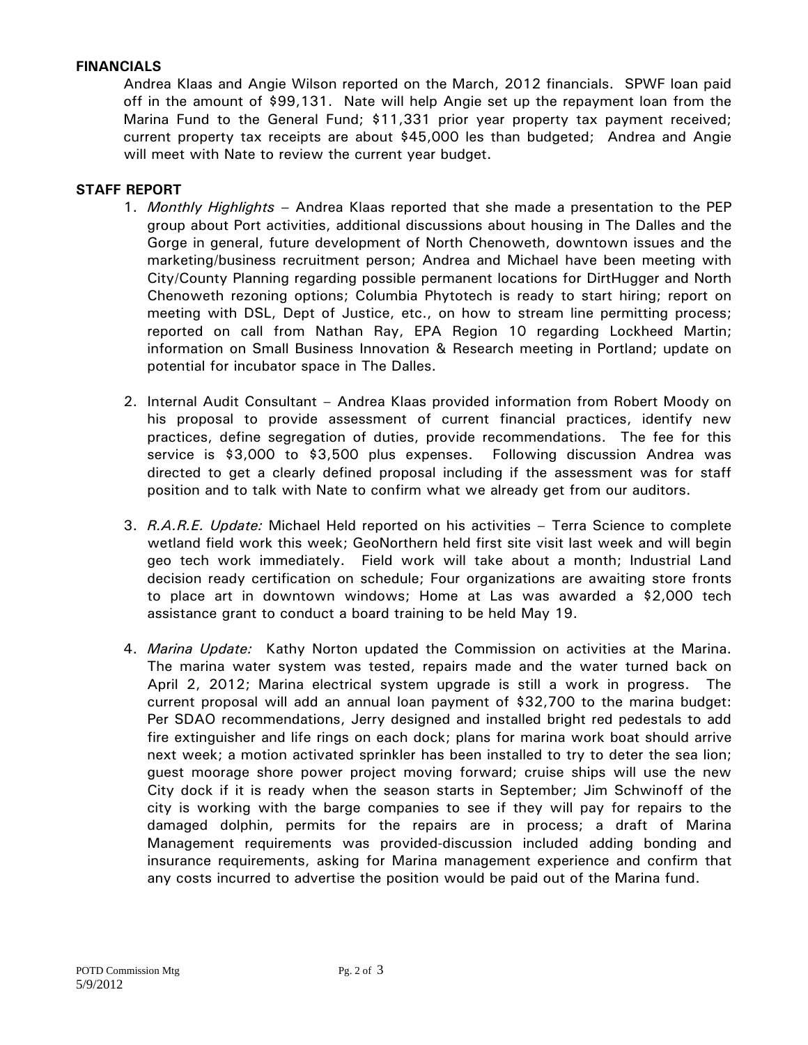## FINANCIALS

Andrea Klaas and Angie Wilson reported on the March, 2012 financials. SPWF loan paid off in the amount of $99,131. Nate will help Angie set up the repayment loan from the Marina Fund to the General Fund; $11,331 prior year property tax payment received; current property tax receipts are about $45,000 les than budgeted; Andrea and Angie will meet with Nate to review the current year budget.

## STAFF REPORT

1. *Monthly Highlights* – Andrea Klaas reported that she made a presentation to the PEP group about Port activities, additional discussions about housing in The Dalles and the Gorge in general, future development of North Chenoweth, downtown issues and the marketing/business recruitment person; Andrea and Michael have been meeting with City/County Planning regarding possible permanent locations for DirtHugger and North Chenoweth rezoning options; Columbia Phytotech is ready to start hiring; report on meeting with DSL, Dept of Justice, etc., on how to stream line permitting process; reported on call from Nathan Ray, EPA Region 10 regarding Lockheed Martin; information on Small Business Innovation & Research meeting in Portland; update on potential for incubator space in The Dalles.

2. Internal Audit Consultant – Andrea Klaas provided information from Robert Moody on his proposal to provide assessment of current financial practices, identify new practices, define segregation of duties, provide recommendations. The fee for this service is $3,000 to $3,500 plus expenses. Following discussion Andrea was directed to get a clearly defined proposal including if the assessment was for staff position and to talk with Nate to confirm what we already get from our auditors.

3. *R.A.R.E. Update:* Michael Held reported on his activities – Terra Science to complete wetland field work this week; GeoNorthern held first site visit last week and will begin geo tech work immediately. Field work will take about a month; Industrial Land decision ready certification on schedule; Four organizations are awaiting store fronts to place art in downtown windows; Home at Las was awarded a $2,000 tech assistance grant to conduct a board training to be held May 19.

4. *Marina Update:* Kathy Norton updated the Commission on activities at the Marina. The marina water system was tested, repairs made and the water turned back on April 2, 2012; Marina electrical system upgrade is still a work in progress. The current proposal will add an annual loan payment of $32,700 to the marina budget: Per SDAO recommendations, Jerry designed and installed bright red pedestals to add fire extinguisher and life rings on each dock; plans for marina work boat should arrive next week; a motion activated sprinkler has been installed to try to deter the sea lion; guest moorage shore power project moving forward; cruise ships will use the new City dock if it is ready when the season starts in September; Jim Schwinoff of the city is working with the barge companies to see if they will pay for repairs to the damaged dolphin, permits for the repairs are in process; a draft of Marina Management requirements was provided-discussion included adding bonding and insurance requirements, asking for Marina management experience and confirm that any costs incurred to advertise the position would be paid out of the Marina fund.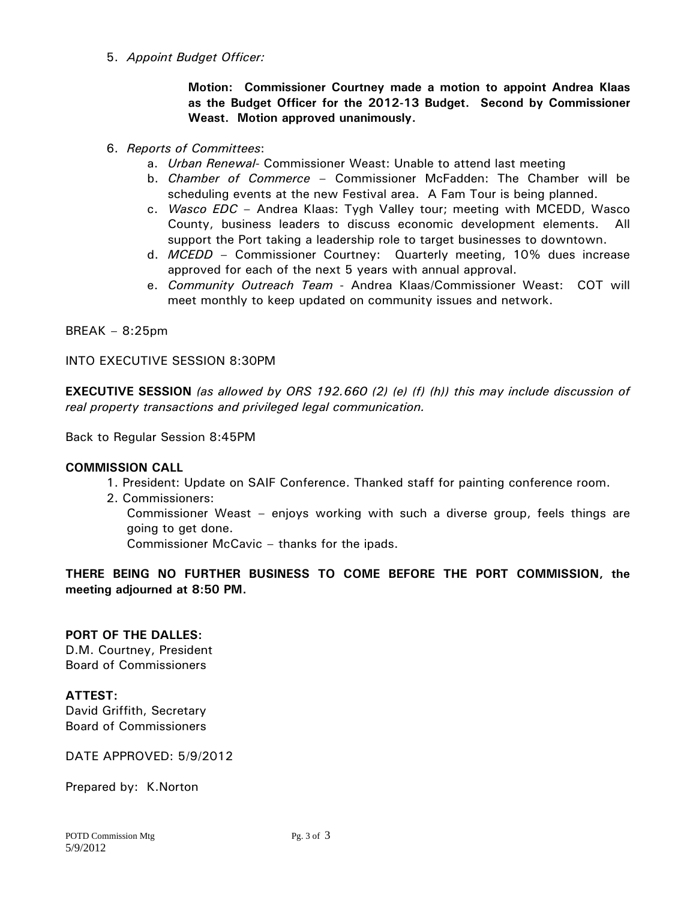5. *Appoint Budget Officer:*

   **Motion: Commissioner Courtney made a motion to appoint Andrea Klaas as the Budget Officer for the 2012-13 Budget. Second by Commissioner Weast. Motion approved unanimously.**

6. *Reports of Committees*:
   a. *Urban Renewal*- Commissioner Weast: Unable to attend last meeting
   b. *Chamber of Commerce* – Commissioner McFadden: The Chamber will be scheduling events at the new Festival area. A Fam Tour is being planned.
   c. *Wasco EDC* – Andrea Klaas: Tygh Valley tour; meeting with MCEDD, Wasco County, business leaders to discuss economic development elements. All support the Port taking a leadership role to target businesses to downtown.
   d. *MCEDD* – Commissioner Courtney: Quarterly meeting, 10% dues increase approved for each of the next 5 years with annual approval.
   e. *Community Outreach Team* - Andrea Klaas/Commissioner Weast: COT will meet monthly to keep updated on community issues and network.

BREAK – 8:25pm

INTO EXECUTIVE SESSION 8:30PM

**EXECUTIVE SESSION** *(as allowed by ORS 192.660 (2) (e) (f) (h)) this may include discussion of real property transactions and privileged legal communication.*

Back to Regular Session 8:45PM

**COMMISSION CALL**

1. President: Update on SAIF Conference. Thanked staff for painting conference room.
2. Commissioners:
   Commissioner Weast – enjoys working with such a diverse group, feels things are going to get done.
   Commissioner McCavic – thanks for the ipads.

**THERE BEING NO FURTHER BUSINESS TO COME BEFORE THE PORT COMMISSION, the meeting adjourned at 8:50 PM.**

**PORT OF THE DALLES:**
D.M. Courtney, President
Board of Commissioners

**ATTEST:**
David Griffith, Secretary
Board of Commissioners

DATE APPROVED: 5/9/2012

Prepared by: K.Norton